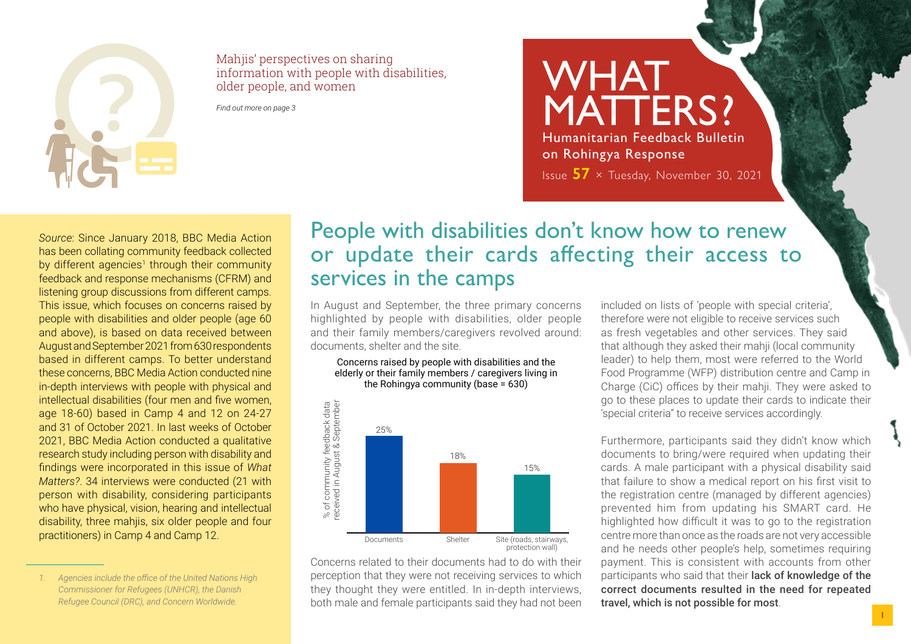Mahjis' perspectives on sharing information with people with disabilities, older people, and women

*Find out more on page 3*

# WHAT MATTERS?

Humanitarian Feedback Bulletin on Rohingya Response

Issue **57** × Tuesday, November 30, 2021

*Source*: Since January 2018, BBC Media Action has been collating community feedback collected by different agencies[1] through their community feedback and response mechanisms (CFRM) and listening group discussions from different camps. This issue, which focuses on concerns raised by people with disabilities and older people (age 60 and above), is based on data received between August and September 2021 from 630 respondents based in different camps. To better understand these concerns, BBC Media Action conducted nine in-depth interviews with people with physical and intellectual disabilities (four men and five women, age 18-60) based in Camp 4 and 12 on 24-27 and 31 of October 2021. In last weeks of October 2021, BBC Media Action conducted a qualitative research study including person with disability and findings were incorporated in this issue of *What Matters?*. 34 interviews were conducted (21 with person with disability, considering participants who have physical, vision, hearing and intellectual disability, three mahjis, six older people and four practitioners) in Camp 4 and Camp 12.

1. *Agencies include the office of the United Nations High Commissioner for Refugees (UNHCR), the Danish Refugee Council (DRC), and Concern Worldwide.*

## People with disabilities don't know how to renew or update their cards affecting their access to services in the camps

In August and September, the three primary concerns highlighted by people with disabilities, older people and their family members/caregivers revolved around: documents, shelter and the site.

Concerns raised by people with disabilities and the elderly or their family members / caregivers living in the Rohingya community (base = 630)

| Concern | % of community feedback data received in August & September |
|---|---|
| Documents | 25% |
| Shelter | 18% |
| Site (roads, stairways, protection wall) | 15% |

Concerns related to their documents had to do with their perception that they were not receiving services to which they thought they were entitled. In in-depth interviews, both male and female participants said they had not been included on lists of 'people with special criteria', therefore were not eligible to receive services such as fresh vegetables and other services. They said that although they asked their mahji (local community leader) to help them, most were referred to the World Food Programme (WFP) distribution centre and Camp in Charge (CiC) offices by their mahji. They were asked to go to these places to update their cards to indicate their 'special criteria" to receive services accordingly.

Furthermore, participants said they didn't know which documents to bring/were required when updating their cards. A male participant with a physical disability said that failure to show a medical report on his first visit to the registration centre (managed by different agencies) prevented him from updating his SMART card. He highlighted how difficult it was to go to the registration centre more than once as the roads are not very accessible and he needs other people's help, sometimes requiring payment. This is consistent with accounts from other participants who said that their **lack of knowledge of the correct documents resulted in the need for repeated travel, which is not possible for most**.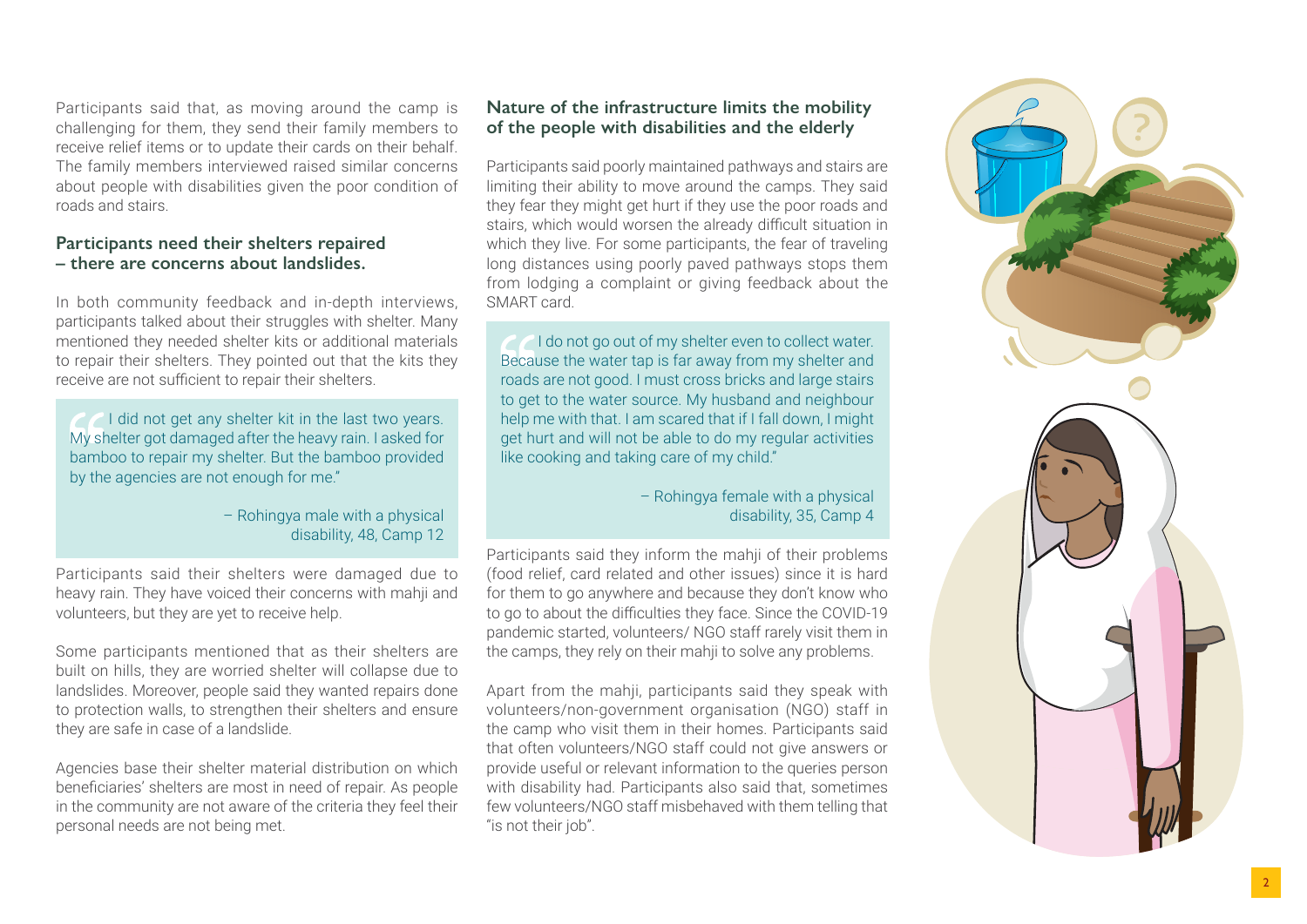Participants said that, as moving around the camp is challenging for them, they send their family members to receive relief items or to update their cards on their behalf. The family members interviewed raised similar concerns about people with disabilities given the poor condition of roads and stairs.

### Participants need their shelters repaired – there are concerns about landslides.

In both community feedback and in-depth interviews, participants talked about their struggles with shelter. Many mentioned they needed shelter kits or additional materials to repair their shelters. They pointed out that the kits they receive are not sufficient to repair their shelters.

> "I did not get any shelter kit in the last two years. My shelter got damaged after the heavy rain. I asked for bamboo to repair my shelter. But the bamboo provided by the agencies are not enough for me."
>
> – Rohingya male with a physical disability, 48, Camp 12

Participants said their shelters were damaged due to heavy rain. They have voiced their concerns with mahji and volunteers, but they are yet to receive help.

Some participants mentioned that as their shelters are built on hills, they are worried shelter will collapse due to landslides. Moreover, people said they wanted repairs done to protection walls, to strengthen their shelters and ensure they are safe in case of a landslide.

Agencies base their shelter material distribution on which beneficiaries' shelters are most in need of repair. As people in the community are not aware of the criteria they feel their personal needs are not being met.

### Nature of the infrastructure limits the mobility of the people with disabilities and the elderly

Participants said poorly maintained pathways and stairs are limiting their ability to move around the camps. They said they fear they might get hurt if they use the poor roads and stairs, which would worsen the already difficult situation in which they live. For some participants, the fear of traveling long distances using poorly paved pathways stops them from lodging a complaint or giving feedback about the SMART card.

> "I do not go out of my shelter even to collect water. Because the water tap is far away from my shelter and roads are not good. I must cross bricks and large stairs to get to the water source. My husband and neighbour help me with that. I am scared that if I fall down, I might get hurt and will not be able to do my regular activities like cooking and taking care of my child."
>
> – Rohingya female with a physical disability, 35, Camp 4

Participants said they inform the mahji of their problems (food relief, card related and other issues) since it is hard for them to go anywhere and because they don't know who to go to about the difficulties they face. Since the COVID-19 pandemic started, volunteers/ NGO staff rarely visit them in the camps, they rely on their mahji to solve any problems.

Apart from the mahji, participants said they speak with volunteers/non-government organisation (NGO) staff in the camp who visit them in their homes. Participants said that often volunteers/NGO staff could not give answers or provide useful or relevant information to the queries person with disability had. Participants also said that, sometimes few volunteers/NGO staff misbehaved with them telling that "is not their job".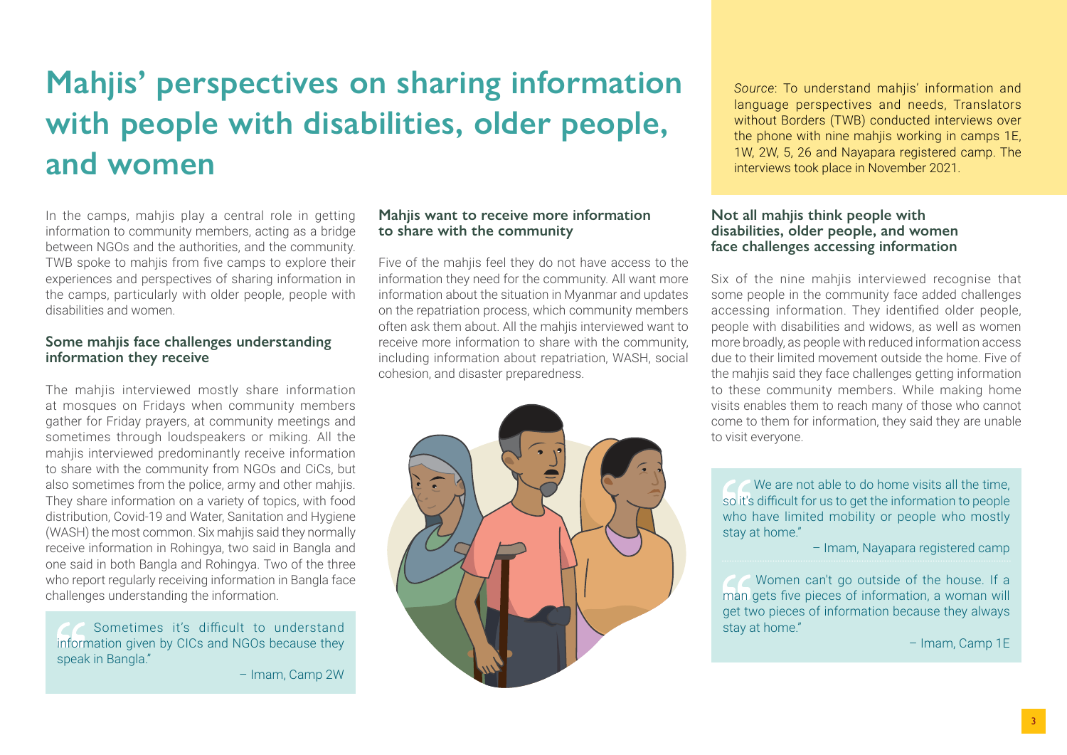# Mahjis' perspectives on sharing information with people with disabilities, older people, and women

*Source*: To understand mahjis' information and language perspectives and needs, Translators without Borders (TWB) conducted interviews over the phone with nine mahjis working in camps 1E, 1W, 2W, 5, 26 and Nayapara registered camp. The interviews took place in November 2021.

In the camps, mahjis play a central role in getting information to community members, acting as a bridge between NGOs and the authorities, and the community. TWB spoke to mahjis from five camps to explore their experiences and perspectives of sharing information in the camps, particularly with older people, people with disabilities and women.

### Some mahjis face challenges understanding information they receive

The mahjis interviewed mostly share information at mosques on Fridays when community members gather for Friday prayers, at community meetings and sometimes through loudspeakers or miking. All the mahjis interviewed predominantly receive information to share with the community from NGOs and CiCs, but also sometimes from the police, army and other mahjis. They share information on a variety of topics, with food distribution, Covid-19 and Water, Sanitation and Hygiene (WASH) the most common. Six mahjis said they normally receive information in Rohingya, two said in Bangla and one said in both Bangla and Rohingya. Two of the three who report regularly receiving information in Bangla face challenges understanding the information.

> Sometimes it's difficult to understand information given by CICs and NGOs because they speak in Bangla."
>
> – Imam, Camp 2W

### Mahjis want to receive more information to share with the community

Five of the mahjis feel they do not have access to the information they need for the community. All want more information about the situation in Myanmar and updates on the repatriation process, which community members often ask them about. All the mahjis interviewed want to receive more information to share with the community, including information about repatriation, WASH, social cohesion, and disaster preparedness.

### Not all mahjis think people with disabilities, older people, and women face challenges accessing information

Six of the nine mahjis interviewed recognise that some people in the community face added challenges accessing information. They identified older people, people with disabilities and widows, as well as women more broadly, as people with reduced information access due to their limited movement outside the home. Five of the mahjis said they face challenges getting information to these community members. While making home visits enables them to reach many of those who cannot come to them for information, they said they are unable to visit everyone.

> We are not able to do home visits all the time, so it's difficult for us to get the information to people who have limited mobility or people who mostly stay at home."
>
> – Imam, Nayapara registered camp

> Women can't go outside of the house. If a man gets five pieces of information, a woman will get two pieces of information because they always stay at home."
>
> – Imam, Camp 1E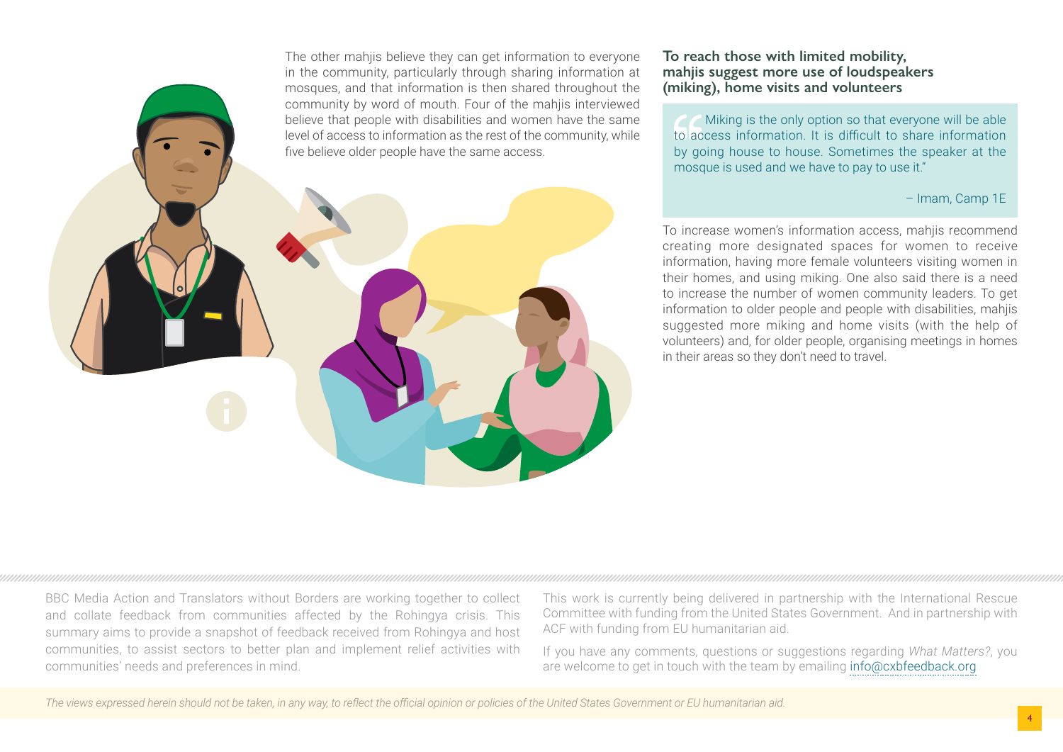The other mahjis believe they can get information to everyone in the community, particularly through sharing information at mosques, and that information is then shared throughout the community by word of mouth. Four of the mahjis interviewed believe that people with disabilities and women have the same level of access to information as the rest of the community, while five believe older people have the same access.

### To reach those with limited mobility, mahjis suggest more use of loudspeakers (miking), home visits and volunteers

> "Miking is the only option so that everyone will be able to access information. It is difficult to share information by going house to house. Sometimes the speaker at the mosque is used and we have to pay to use it."
>
> – Imam, Camp 1E

To increase women's information access, mahjis recommend creating more designated spaces for women to receive information, having more female volunteers visiting women in their homes, and using miking. One also said there is a need to increase the number of women community leaders. To get information to older people and people with disabilities, mahjis suggested more miking and home visits (with the help of volunteers) and, for older people, organising meetings in homes in their areas so they don't need to travel.

---

BBC Media Action and Translators without Borders are working together to collect and collate feedback from communities affected by the Rohingya crisis. This summary aims to provide a snapshot of feedback received from Rohingya and host communities, to assist sectors to better plan and implement relief activities with communities' needs and preferences in mind.

This work is currently being delivered in partnership with the International Rescue Committee with funding from the United States Government. And in partnership with ACF with funding from EU humanitarian aid.

If you have any comments, questions or suggestions regarding *What Matters?*, you are welcome to get in touch with the team by emailing info@cxbfeedback.org

*The views expressed herein should not be taken, in any way, to reflect the official opinion or policies of the United States Government or EU humanitarian aid.*